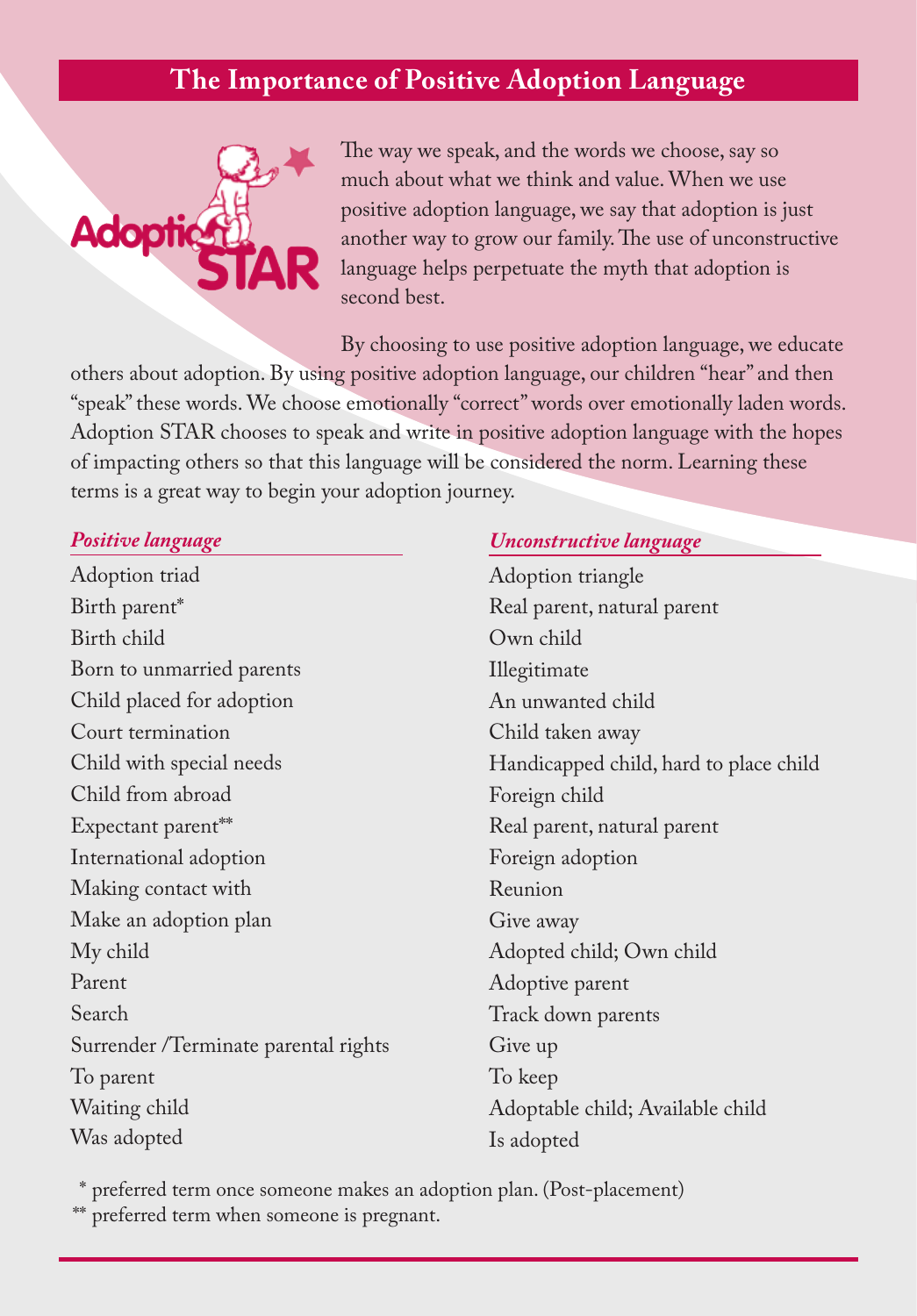# The Importance of Positive Adoption Language

The way we speak, and the words we choose, say so much about what we think and value. When we use positive adoption language, we say that adoption is just another way to grow our family. The use of unconstructive language helps perpetuate the myth that adoption is second best.

By choosing to use positive adoption language, we educate others about adoption. By using positive adoption language, our children "hear" and then "speak" these words. We choose emotionally "correct" words over emotionally laden words. Adoption STAR chooses to speak and write in positive adoption language with the hopes of impacting others so that this language will be considered the norm. Learning these terms is a great way to begin your adoption journey.

| *Positive language* | *Unconstructive language* |
| --- | --- |
| Adoption triad | Adoption triangle |
| Birth parent* | Real parent, natural parent |
| Birth child | Own child |
| Born to unmarried parents | Illegitimate |
| Child placed for adoption | An unwanted child |
| Court termination | Child taken away |
| Child with special needs | Handicapped child, hard to place child |
| Child from abroad | Foreign child |
| Expectant parent** | Real parent, natural parent |
| International adoption | Foreign adoption |
| Making contact with | Reunion |
| Make an adoption plan | Give away |
| My child | Adopted child; Own child |
| Parent | Adoptive parent |
| Search | Track down parents |
| Surrender /Terminate parental rights | Give up |
| To parent | To keep |
| Waiting child | Adoptable child; Available child |
| Was adopted | Is adopted |

\* preferred term once someone makes an adoption plan. (Post-placement)

\** preferred term when someone is pregnant.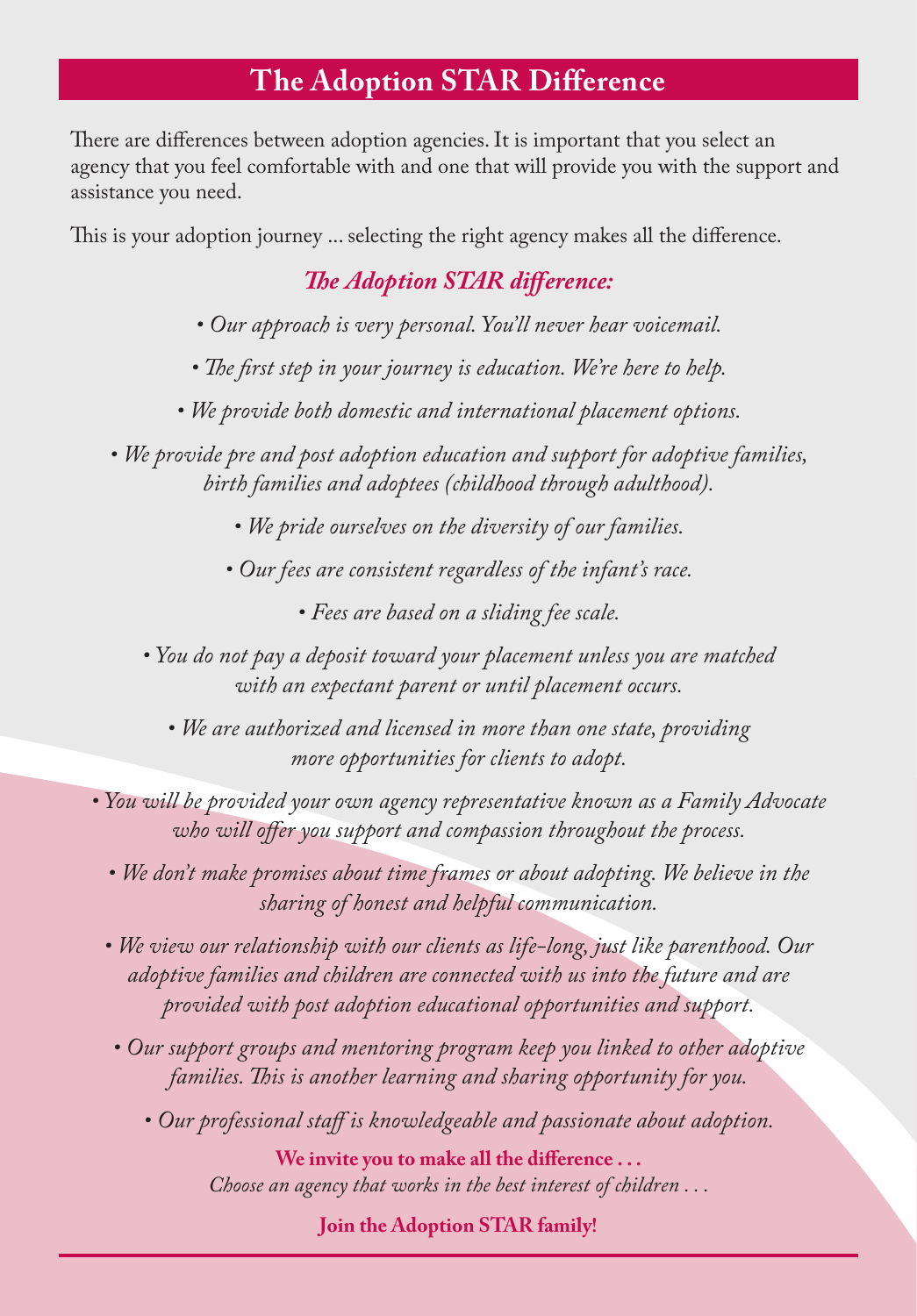## The Adoption STAR Difference

There are differences between adoption agencies. It is important that you select an agency that you feel comfortable with and one that will provide you with the support and assistance you need.

This is your adoption journey ... selecting the right agency makes all the difference.

### *The Adoption STAR difference:*

- *Our approach is very personal. You'll never hear voicemail.*
- *The first step in your journey is education. We're here to help.*
- *We provide both domestic and international placement options.*
- *We provide pre and post adoption education and support for adoptive families, birth families and adoptees (childhood through adulthood).*
- *We pride ourselves on the diversity of our families.*
- *Our fees are consistent regardless of the infant's race.*
- *Fees are based on a sliding fee scale.*
- *You do not pay a deposit toward your placement unless you are matched with an expectant parent or until placement occurs.*
- *We are authorized and licensed in more than one state, providing more opportunities for clients to adopt.*
- *You will be provided your own agency representative known as a Family Advocate who will offer you support and compassion throughout the process.*
- *We don't make promises about time frames or about adopting. We believe in the sharing of honest and helpful communication.*
- *We view our relationship with our clients as life-long, just like parenthood. Our adoptive families and children are connected with us into the future and are provided with post adoption educational opportunities and support.*
- *Our support groups and mentoring program keep you linked to other adoptive families. This is another learning and sharing opportunity for you.*
- *Our professional staff is knowledgeable and passionate about adoption.*

**We invite you to make all the difference . . .**
*Choose an agency that works in the best interest of children . . .*

**Join the Adoption STAR family!**